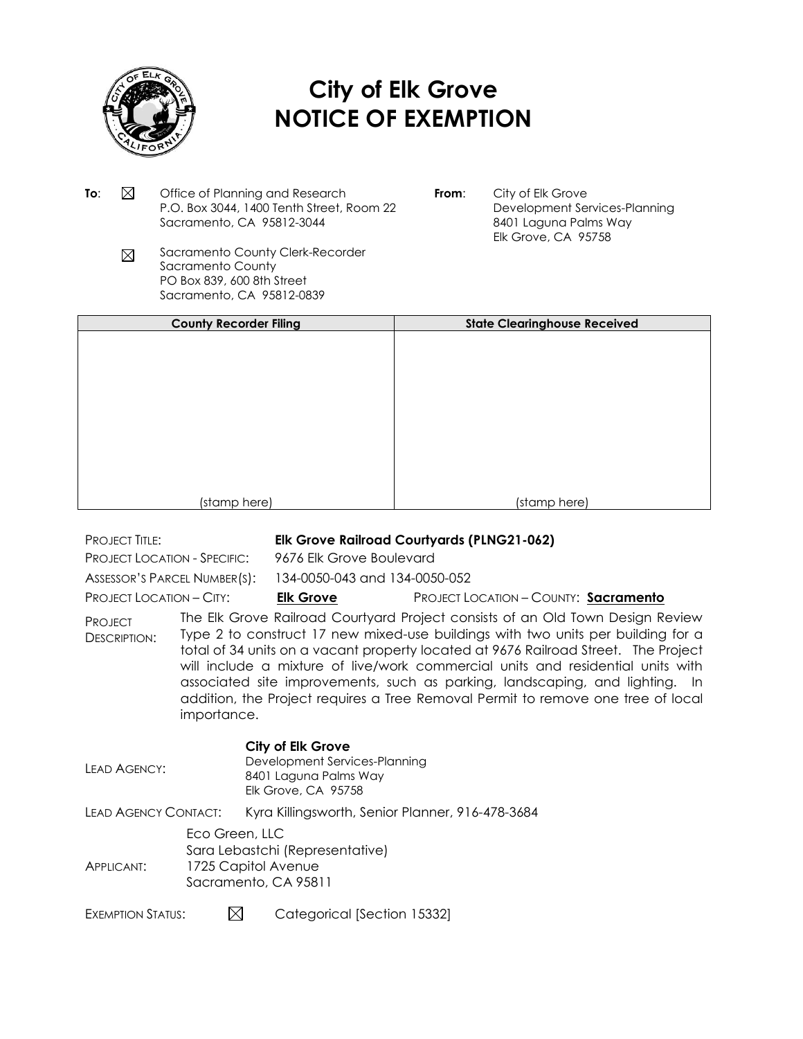# City of Elk Grove
# NOTICE OF EXEMPTION

**To**: ☒ Office of Planning and Research
P.O. Box 3044, 1400 Tenth Street, Room 22
Sacramento, CA 95812-3044

☒ Sacramento County Clerk-Recorder
Sacramento County
PO Box 839, 600 8th Street
Sacramento, CA 95812-0839

**From**: City of Elk Grove
Development Services-Planning
8401 Laguna Palms Way
Elk Grove, CA 95758

| County Recorder Filing | State Clearinghouse Received |
|---|---|
| (stamp here) | (stamp here) |

PROJECT TITLE: **Elk Grove Railroad Courtyards (PLNG21-062)**

PROJECT LOCATION - SPECIFIC: 9676 Elk Grove Boulevard

ASSESSOR'S PARCEL NUMBER(S): 134-0050-043 and 134-0050-052

PROJECT LOCATION – CITY: **Elk Grove** PROJECT LOCATION – COUNTY: **Sacramento**

PROJECT DESCRIPTION: The Elk Grove Railroad Courtyard Project consists of an Old Town Design Review Type 2 to construct 17 new mixed-use buildings with two units per building for a total of 34 units on a vacant property located at 9676 Railroad Street. The Project will include a mixture of live/work commercial units and residential units with associated site improvements, such as parking, landscaping, and lighting. In addition, the Project requires a Tree Removal Permit to remove one tree of local importance.

LEAD AGENCY: **City of Elk Grove**
Development Services-Planning
8401 Laguna Palms Way
Elk Grove, CA 95758

LEAD AGENCY CONTACT: Kyra Killingsworth, Senior Planner, 916-478-3684

APPLICANT: Eco Green, LLC
Sara Lebastchi (Representative)
1725 Capitol Avenue
Sacramento, CA 95811

EXEMPTION STATUS: ☒ Categorical [Section 15332]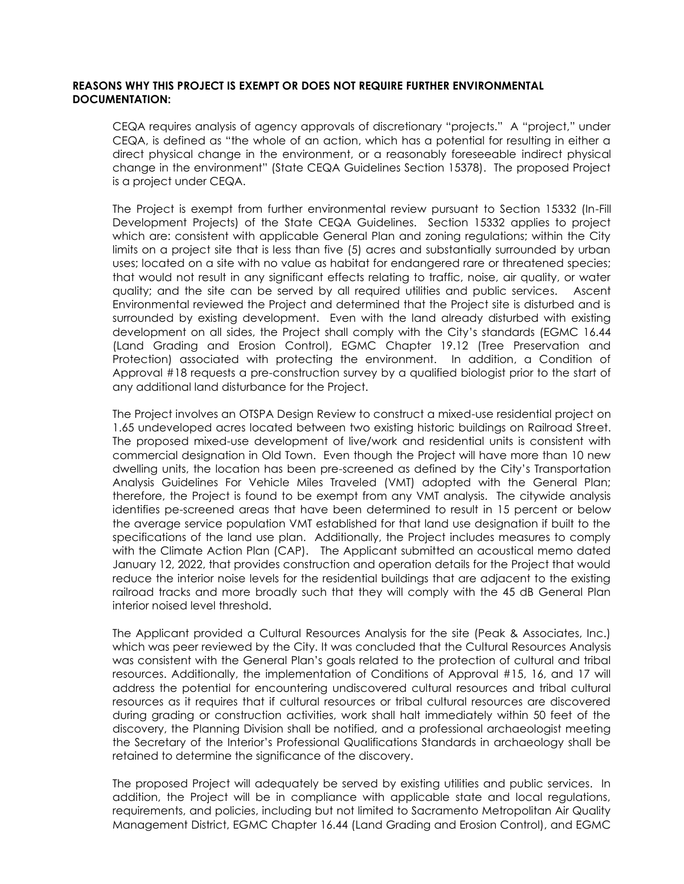**REASONS WHY THIS PROJECT IS EXEMPT OR DOES NOT REQUIRE FURTHER ENVIRONMENTAL DOCUMENTATION:**

CEQA requires analysis of agency approvals of discretionary "projects." A "project," under CEQA, is defined as "the whole of an action, which has a potential for resulting in either a direct physical change in the environment, or a reasonably foreseeable indirect physical change in the environment" (State CEQA Guidelines Section 15378). The proposed Project is a project under CEQA.

The Project is exempt from further environmental review pursuant to Section 15332 (In-Fill Development Projects) of the State CEQA Guidelines. Section 15332 applies to project which are: consistent with applicable General Plan and zoning regulations; within the City limits on a project site that is less than five (5) acres and substantially surrounded by urban uses; located on a site with no value as habitat for endangered rare or threatened species; that would not result in any significant effects relating to traffic, noise, air quality, or water quality; and the site can be served by all required utilities and public services. Ascent Environmental reviewed the Project and determined that the Project site is disturbed and is surrounded by existing development. Even with the land already disturbed with existing development on all sides, the Project shall comply with the City's standards (EGMC 16.44 (Land Grading and Erosion Control), EGMC Chapter 19.12 (Tree Preservation and Protection) associated with protecting the environment. In addition, a Condition of Approval #18 requests a pre-construction survey by a qualified biologist prior to the start of any additional land disturbance for the Project.

The Project involves an OTSPA Design Review to construct a mixed-use residential project on 1.65 undeveloped acres located between two existing historic buildings on Railroad Street. The proposed mixed-use development of live/work and residential units is consistent with commercial designation in Old Town. Even though the Project will have more than 10 new dwelling units, the location has been pre-screened as defined by the City's Transportation Analysis Guidelines For Vehicle Miles Traveled (VMT) adopted with the General Plan; therefore, the Project is found to be exempt from any VMT analysis. The citywide analysis identifies pe-screened areas that have been determined to result in 15 percent or below the average service population VMT established for that land use designation if built to the specifications of the land use plan. Additionally, the Project includes measures to comply with the Climate Action Plan (CAP). The Applicant submitted an acoustical memo dated January 12, 2022, that provides construction and operation details for the Project that would reduce the interior noise levels for the residential buildings that are adjacent to the existing railroad tracks and more broadly such that they will comply with the 45 dB General Plan interior noised level threshold.

The Applicant provided a Cultural Resources Analysis for the site (Peak & Associates, Inc.) which was peer reviewed by the City. It was concluded that the Cultural Resources Analysis was consistent with the General Plan's goals related to the protection of cultural and tribal resources. Additionally, the implementation of Conditions of Approval #15, 16, and 17 will address the potential for encountering undiscovered cultural resources and tribal cultural resources as it requires that if cultural resources or tribal cultural resources are discovered during grading or construction activities, work shall halt immediately within 50 feet of the discovery, the Planning Division shall be notified, and a professional archaeologist meeting the Secretary of the Interior's Professional Qualifications Standards in archaeology shall be retained to determine the significance of the discovery.

The proposed Project will adequately be served by existing utilities and public services. In addition, the Project will be in compliance with applicable state and local regulations, requirements, and policies, including but not limited to Sacramento Metropolitan Air Quality Management District, EGMC Chapter 16.44 (Land Grading and Erosion Control), and EGMC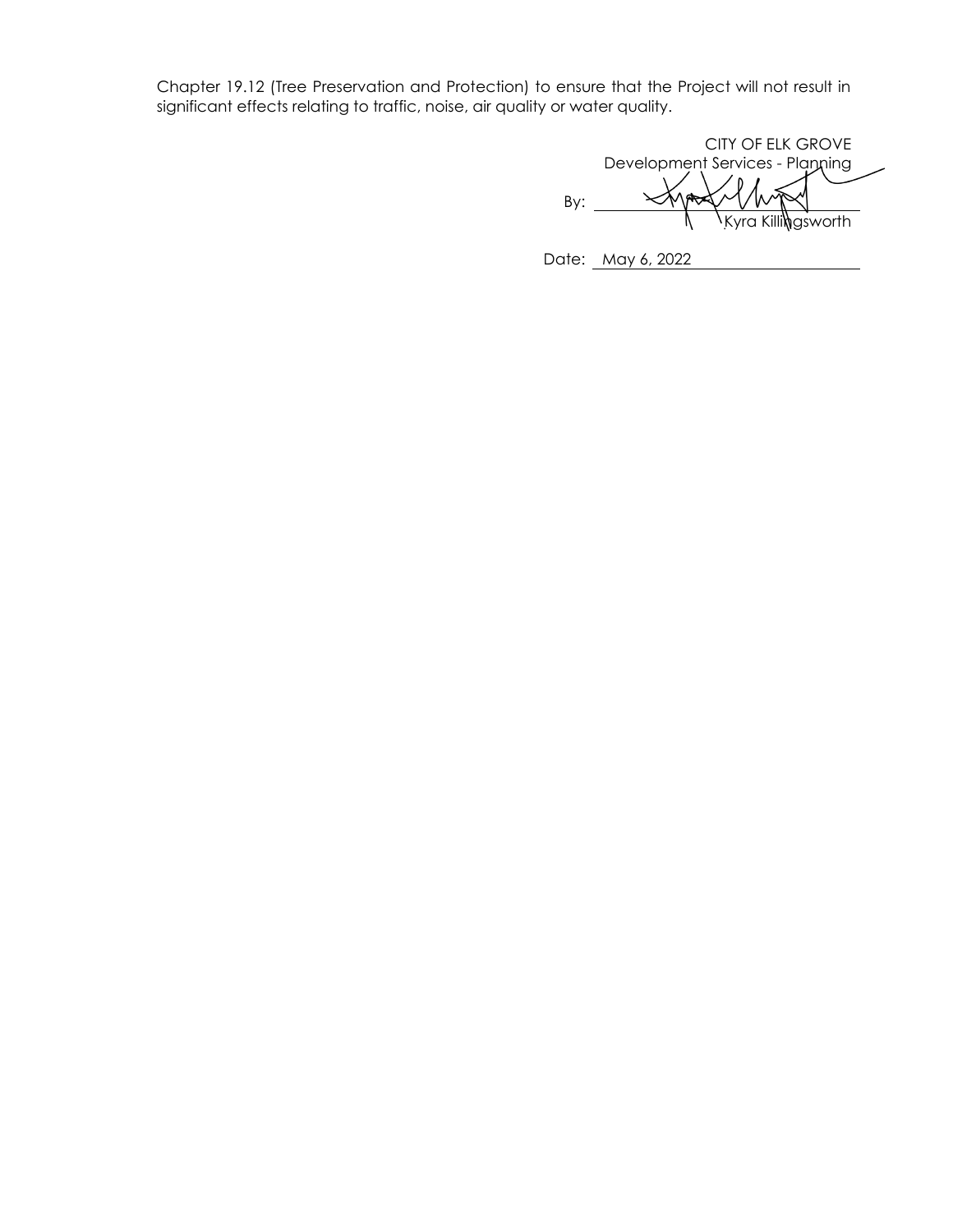Chapter 19.12 (Tree Preservation and Protection) to ensure that the Project will not result in significant effects relating to traffic, noise, air quality or water quality.

CITY OF ELK GROVE
Development Services - Planning

By: ______________________
Kyra Killingsworth

Date: May 6, 2022